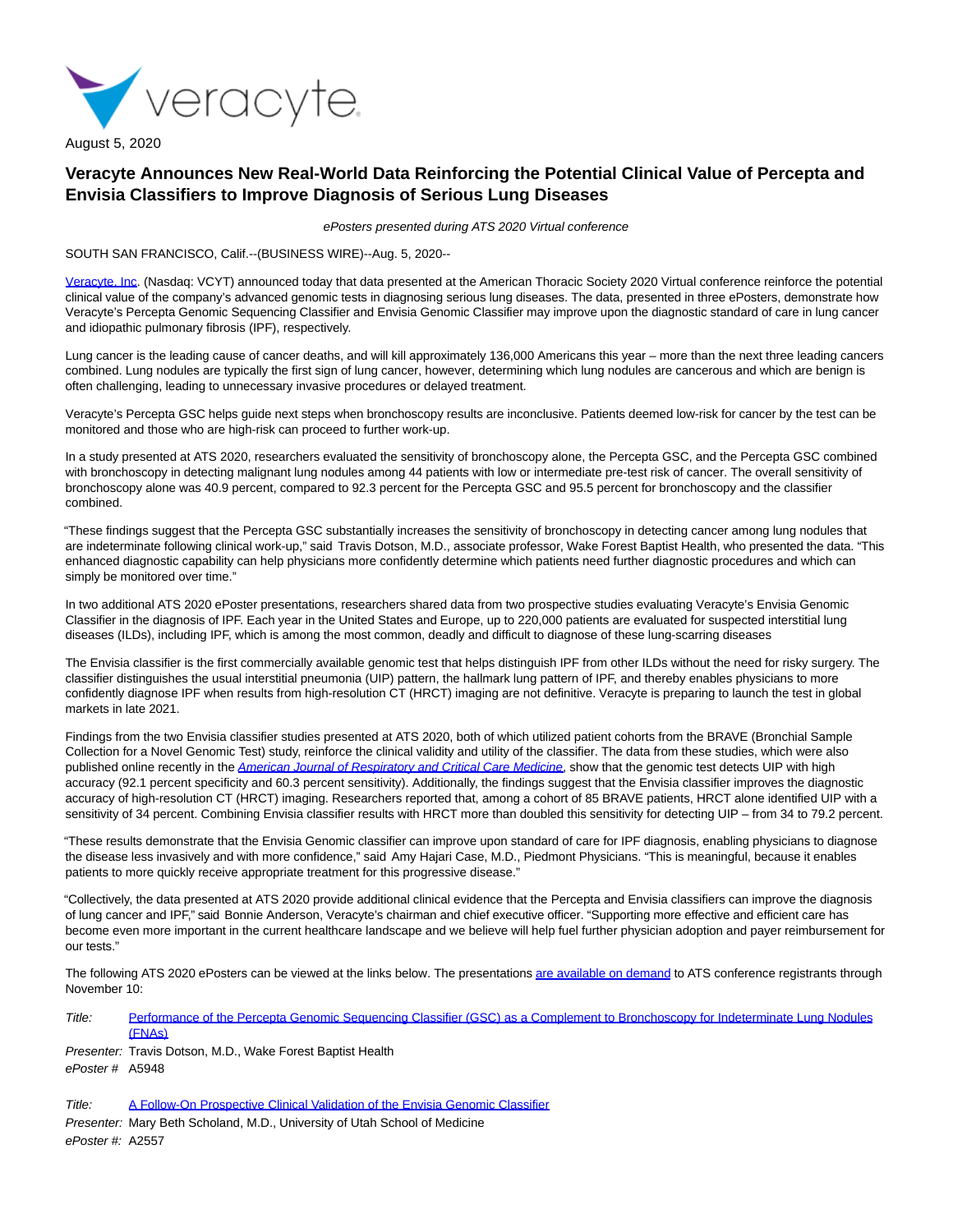August 5, 2020

# Veracyte Announces New Real-World Data Reinforcing the Potential Clinical Value of Percepta and Envisia Classifiers to Improve Diagnosis of Serious Lung Diseases

*ePosters presented during ATS 2020 Virtual conference*

SOUTH SAN FRANCISCO, Calif.--(BUSINESS WIRE)--Aug. 5, 2020--

Veracyte, Inc. (Nasdaq: VCYT) announced today that data presented at the American Thoracic Society 2020 Virtual conference reinforce the potential clinical value of the company's advanced genomic tests in diagnosing serious lung diseases. The data, presented in three ePosters, demonstrate how Veracyte's Percepta Genomic Sequencing Classifier and Envisia Genomic Classifier may improve upon the diagnostic standard of care in lung cancer and idiopathic pulmonary fibrosis (IPF), respectively.

Lung cancer is the leading cause of cancer deaths, and will kill approximately 136,000 Americans this year – more than the next three leading cancers combined. Lung nodules are typically the first sign of lung cancer, however, determining which lung nodules are cancerous and which are benign is often challenging, leading to unnecessary invasive procedures or delayed treatment.

Veracyte's Percepta GSC helps guide next steps when bronchoscopy results are inconclusive. Patients deemed low-risk for cancer by the test can be monitored and those who are high-risk can proceed to further work-up.

In a study presented at ATS 2020, researchers evaluated the sensitivity of bronchoscopy alone, the Percepta GSC, and the Percepta GSC combined with bronchoscopy in detecting malignant lung nodules among 44 patients with low or intermediate pre-test risk of cancer. The overall sensitivity of bronchoscopy alone was 40.9 percent, compared to 92.3 percent for the Percepta GSC and 95.5 percent for bronchoscopy and the classifier combined.

"These findings suggest that the Percepta GSC substantially increases the sensitivity of bronchoscopy in detecting cancer among lung nodules that are indeterminate following clinical work-up," said Travis Dotson, M.D., associate professor, Wake Forest Baptist Health, who presented the data. "This enhanced diagnostic capability can help physicians more confidently determine which patients need further diagnostic procedures and which can simply be monitored over time."

In two additional ATS 2020 ePoster presentations, researchers shared data from two prospective studies evaluating Veracyte's Envisia Genomic Classifier in the diagnosis of IPF. Each year in the United States and Europe, up to 220,000 patients are evaluated for suspected interstitial lung diseases (ILDs), including IPF, which is among the most common, deadly and difficult to diagnose of these lung-scarring diseases

The Envisia classifier is the first commercially available genomic test that helps distinguish IPF from other ILDs without the need for risky surgery. The classifier distinguishes the usual interstitial pneumonia (UIP) pattern, the hallmark lung pattern of IPF, and thereby enables physicians to more confidently diagnose IPF when results from high-resolution CT (HRCT) imaging are not definitive. Veracyte is preparing to launch the test in global markets in late 2021.

Findings from the two Envisia classifier studies presented at ATS 2020, both of which utilized patient cohorts from the BRAVE (Bronchial Sample Collection for a Novel Genomic Test) study, reinforce the clinical validity and utility of the classifier. The data from these studies, which were also published online recently in the *American Journal of Respiratory and Critical Care Medicine*, show that the genomic test detects UIP with high accuracy (92.1 percent specificity and 60.3 percent sensitivity). Additionally, the findings suggest that the Envisia classifier improves the diagnostic accuracy of high-resolution CT (HRCT) imaging. Researchers reported that, among a cohort of 85 BRAVE patients, HRCT alone identified UIP with a sensitivity of 34 percent. Combining Envisia classifier results with HRCT more than doubled this sensitivity for detecting UIP – from 34 to 79.2 percent.

"These results demonstrate that the Envisia Genomic classifier can improve upon standard of care for IPF diagnosis, enabling physicians to diagnose the disease less invasively and with more confidence," said Amy Hajari Case, M.D., Piedmont Physicians. "This is meaningful, because it enables patients to more quickly receive appropriate treatment for this progressive disease."

"Collectively, the data presented at ATS 2020 provide additional clinical evidence that the Percepta and Envisia classifiers can improve the diagnosis of lung cancer and IPF," said Bonnie Anderson, Veracyte's chairman and chief executive officer. "Supporting more effective and efficient care has become even more important in the current healthcare landscape and we believe will help fuel further physician adoption and payer reimbursement for our tests."

The following ATS 2020 ePosters can be viewed at the links below. The presentations are available on demand to ATS conference registrants through November 10:

*Title:* Performance of the Percepta Genomic Sequencing Classifier (GSC) as a Complement to Bronchoscopy for Indeterminate Lung Nodules (FNAs)
*Presenter:* Travis Dotson, M.D., Wake Forest Baptist Health
*ePoster #* A5948

*Title:* A Follow-On Prospective Clinical Validation of the Envisia Genomic Classifier
*Presenter:* Mary Beth Scholand, M.D., University of Utah School of Medicine
*ePoster #:* A2557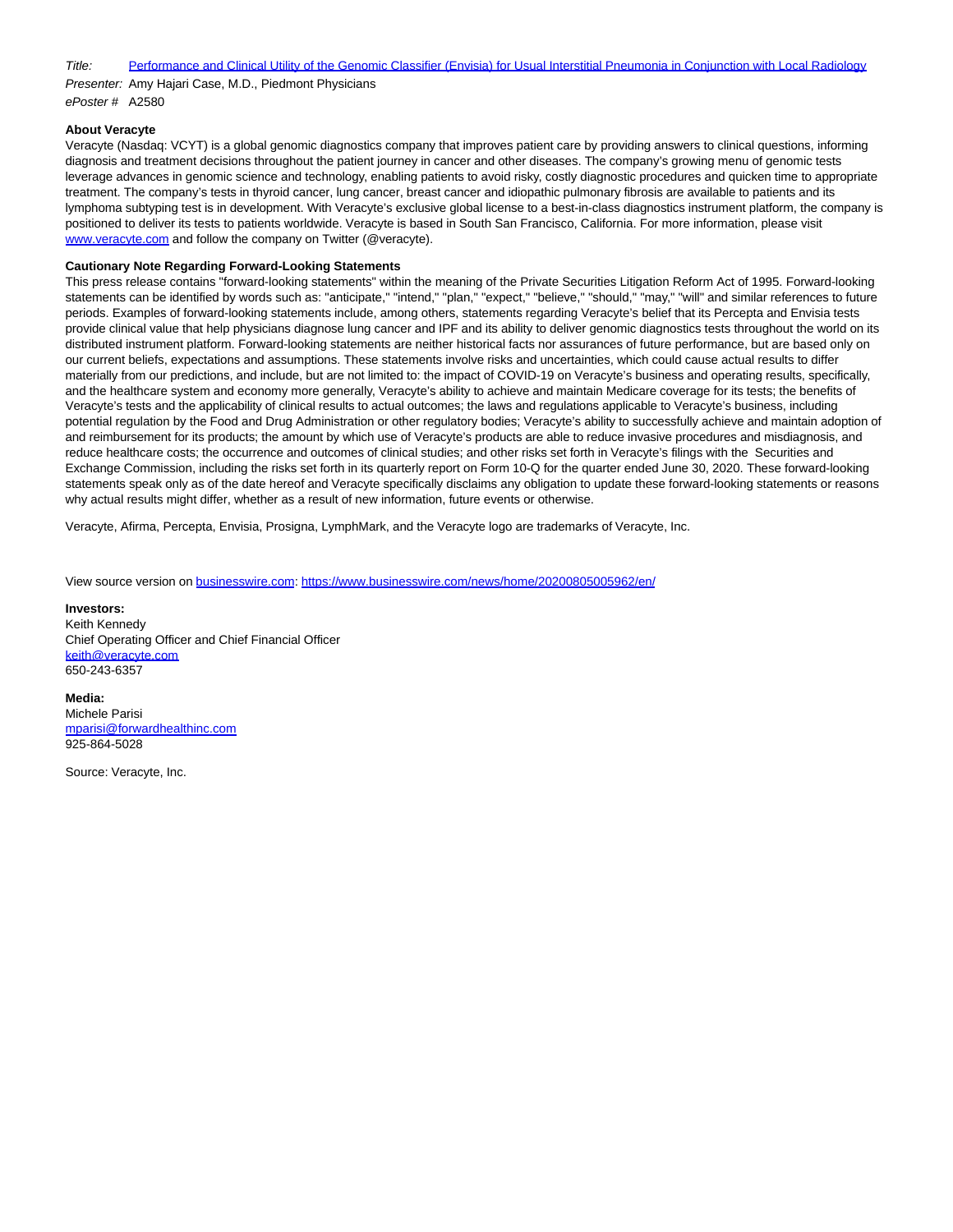*Title:* [Performance and Clinical Utility of the Genomic Classifier (Envisia) for Usual Interstitial Pneumonia in Conjunction with Local Radiology]

*Presenter:* Amy Hajari Case, M.D., Piedmont Physicians

*ePoster #* A2580

**About Veracyte**

Veracyte (Nasdaq: VCYT) is a global genomic diagnostics company that improves patient care by providing answers to clinical questions, informing diagnosis and treatment decisions throughout the patient journey in cancer and other diseases. The company's growing menu of genomic tests leverage advances in genomic science and technology, enabling patients to avoid risky, costly diagnostic procedures and quicken time to appropriate treatment. The company's tests in thyroid cancer, lung cancer, breast cancer and idiopathic pulmonary fibrosis are available to patients and its lymphoma subtyping test is in development. With Veracyte's exclusive global license to a best-in-class diagnostics instrument platform, the company is positioned to deliver its tests to patients worldwide. Veracyte is based in South San Francisco, California. For more information, please visit [www.veracyte.com] and follow the company on Twitter (@veracyte).

**Cautionary Note Regarding Forward-Looking Statements**

This press release contains "forward-looking statements" within the meaning of the Private Securities Litigation Reform Act of 1995. Forward-looking statements can be identified by words such as: "anticipate," "intend," "plan," "expect," "believe," "should," "may," "will" and similar references to future periods. Examples of forward-looking statements include, among others, statements regarding Veracyte's belief that its Percepta and Envisia tests provide clinical value that help physicians diagnose lung cancer and IPF and its ability to deliver genomic diagnostics tests throughout the world on its distributed instrument platform. Forward-looking statements are neither historical facts nor assurances of future performance, but are based only on our current beliefs, expectations and assumptions. These statements involve risks and uncertainties, which could cause actual results to differ materially from our predictions, and include, but are not limited to: the impact of COVID-19 on Veracyte's business and operating results, specifically, and the healthcare system and economy more generally, Veracyte's ability to achieve and maintain Medicare coverage for its tests; the benefits of Veracyte's tests and the applicability of clinical results to actual outcomes; the laws and regulations applicable to Veracyte's business, including potential regulation by the Food and Drug Administration or other regulatory bodies; Veracyte's ability to successfully achieve and maintain adoption of and reimbursement for its products; the amount by which use of Veracyte's products are able to reduce invasive procedures and misdiagnosis, and reduce healthcare costs; the occurrence and outcomes of clinical studies; and other risks set forth in Veracyte's filings with the Securities and Exchange Commission, including the risks set forth in its quarterly report on Form 10-Q for the quarter ended June 30, 2020. These forward-looking statements speak only as of the date hereof and Veracyte specifically disclaims any obligation to update these forward-looking statements or reasons why actual results might differ, whether as a result of new information, future events or otherwise.

Veracyte, Afirma, Percepta, Envisia, Prosigna, LymphMark, and the Veracyte logo are trademarks of Veracyte, Inc.

View source version on [businesswire.com]: [https://www.businesswire.com/news/home/20200805005962/en/]

**Investors:**
Keith Kennedy
Chief Operating Officer and Chief Financial Officer
[keith@veracyte.com]
650-243-6357

**Media:**
Michele Parisi
[mparisi@forwardhealthinc.com]
925-864-5028

Source: Veracyte, Inc.